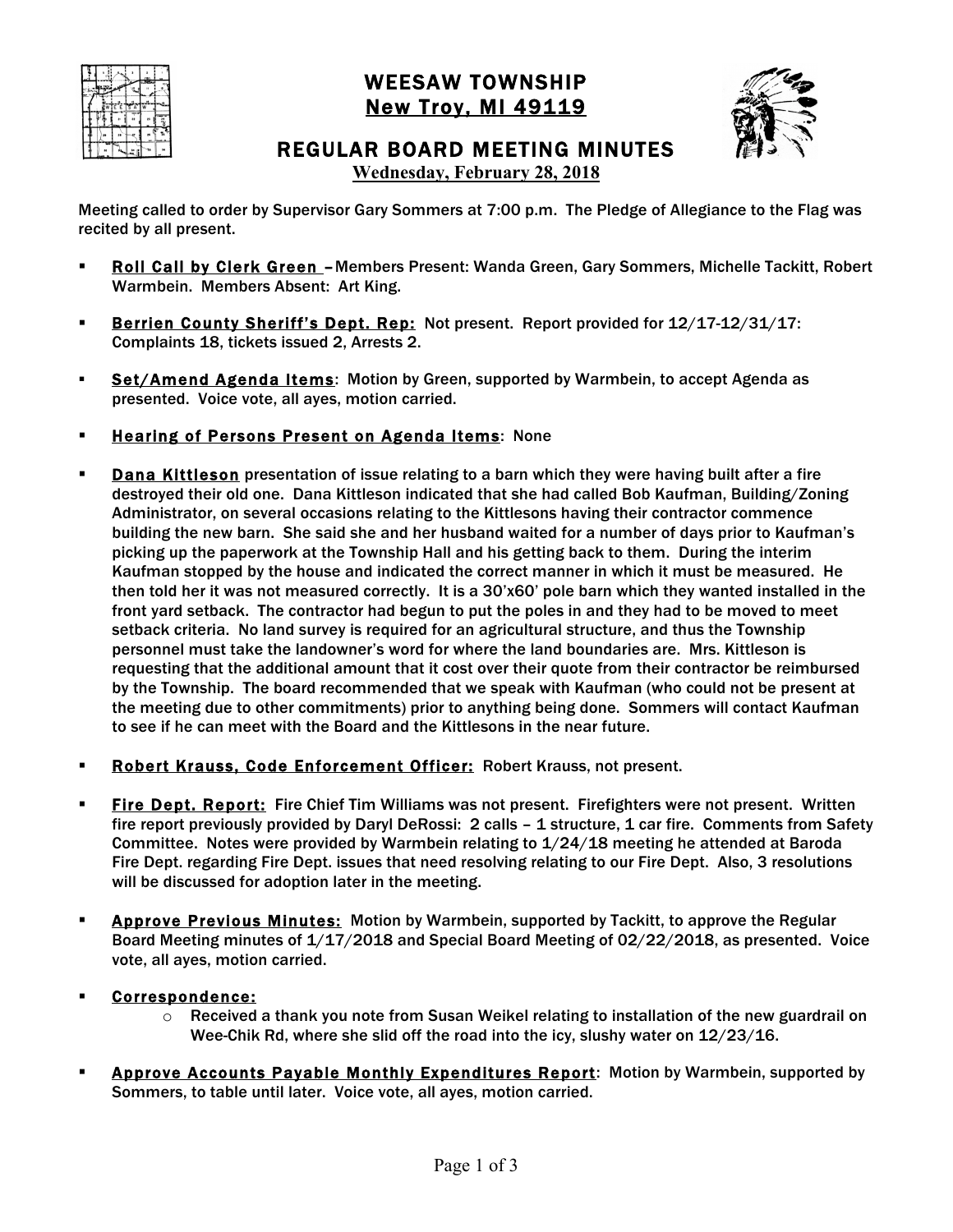# WEESAW TOWNSHIP
## New Troy, MI 49119

## REGULAR BOARD MEETING MINUTES
**Wednesday, February 28, 2018**

Meeting called to order by Supervisor Gary Sommers at 7:00 p.m. The Pledge of Allegiance to the Flag was recited by all present.

- **Roll Call by Clerk Green** – Members Present: Wanda Green, Gary Sommers, Michelle Tackitt, Robert Warmbein. Members Absent: Art King.

- **Berrien County Sheriff's Dept. Rep:** Not present. Report provided for 12/17-12/31/17: Complaints 18, tickets issued 2, Arrests 2.

- **Set/Amend Agenda Items**: Motion by Green, supported by Warmbein, to accept Agenda as presented. Voice vote, all ayes, motion carried.

- **Hearing of Persons Present on Agenda Items**: None

- **Dana Kittleson** presentation of issue relating to a barn which they were having built after a fire destroyed their old one. Dana Kittleson indicated that she had called Bob Kaufman, Building/Zoning Administrator, on several occasions relating to the Kittlesons having their contractor commence building the new barn. She said she and her husband waited for a number of days prior to Kaufman's picking up the paperwork at the Township Hall and his getting back to them. During the interim Kaufman stopped by the house and indicated the correct manner in which it must be measured. He then told her it was not measured correctly. It is a 30'x60' pole barn which they wanted installed in the front yard setback. The contractor had begun to put the poles in and they had to be moved to meet setback criteria. No land survey is required for an agricultural structure, and thus the Township personnel must take the landowner's word for where the land boundaries are. Mrs. Kittleson is requesting that the additional amount that it cost over their quote from their contractor be reimbursed by the Township. The board recommended that we speak with Kaufman (who could not be present at the meeting due to other commitments) prior to anything being done. Sommers will contact Kaufman to see if he can meet with the Board and the Kittlesons in the near future.

- **Robert Krauss, Code Enforcement Officer:** Robert Krauss, not present.

- **Fire Dept. Report:** Fire Chief Tim Williams was not present. Firefighters were not present. Written fire report previously provided by Daryl DeRossi: 2 calls – 1 structure, 1 car fire. Comments from Safety Committee. Notes were provided by Warmbein relating to 1/24/18 meeting he attended at Baroda Fire Dept. regarding Fire Dept. issues that need resolving relating to our Fire Dept. Also, 3 resolutions will be discussed for adoption later in the meeting.

- **Approve Previous Minutes:** Motion by Warmbein, supported by Tackitt, to approve the Regular Board Meeting minutes of 1/17/2018 and Special Board Meeting of 02/22/2018, as presented. Voice vote, all ayes, motion carried.

- **Correspondence:**
  - Received a thank you note from Susan Weikel relating to installation of the new guardrail on Wee-Chik Rd, where she slid off the road into the icy, slushy water on 12/23/16.

- **Approve Accounts Payable Monthly Expenditures Report**: Motion by Warmbein, supported by Sommers, to table until later. Voice vote, all ayes, motion carried.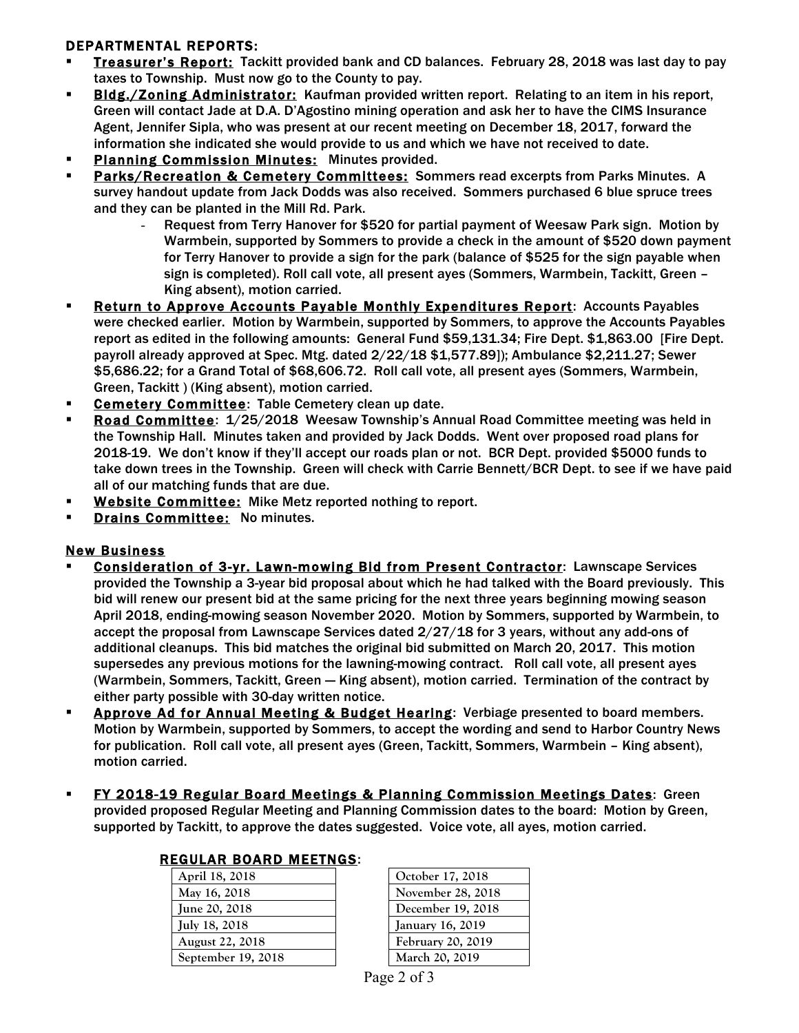## DEPARTMENTAL REPORTS:

- **Treasurer's Report:** Tackitt provided bank and CD balances. February 28, 2018 was last day to pay taxes to Township. Must now go to the County to pay.
- **Bldg./Zoning Administrator:** Kaufman provided written report. Relating to an item in his report, Green will contact Jade at D.A. D'Agostino mining operation and ask her to have the CIMS Insurance Agent, Jennifer Sipla, who was present at our recent meeting on December 18, 2017, forward the information she indicated she would provide to us and which we have not received to date.
- **Planning Commission Minutes:** Minutes provided.
- **Parks/Recreation & Cemetery Committees:** Sommers read excerpts from Parks Minutes. A survey handout update from Jack Dodds was also received. Sommers purchased 6 blue spruce trees and they can be planted in the Mill Rd. Park.
  - Request from Terry Hanover for $520 for partial payment of Weesaw Park sign. Motion by Warmbein, supported by Sommers to provide a check in the amount of $520 down payment for Terry Hanover to provide a sign for the park (balance of $525 for the sign payable when sign is completed). Roll call vote, all present ayes (Sommers, Warmbein, Tackitt, Green – King absent), motion carried.
- **Return to Approve Accounts Payable Monthly Expenditures Report**: Accounts Payables were checked earlier. Motion by Warmbein, supported by Sommers, to approve the Accounts Payables report as edited in the following amounts: General Fund $59,131.34; Fire Dept. $1,863.00 [Fire Dept. payroll already approved at Spec. Mtg. dated 2/22/18 $1,577.89]); Ambulance $2,211.27; Sewer $5,686.22; for a Grand Total of $68,606.72. Roll call vote, all present ayes (Sommers, Warmbein, Green, Tackitt ) (King absent), motion carried.
- **Cemetery Committee**: Table Cemetery clean up date.
- **Road Committee**: 1/25/2018 Weesaw Township's Annual Road Committee meeting was held in the Township Hall. Minutes taken and provided by Jack Dodds. Went over proposed road plans for 2018-19. We don't know if they'll accept our roads plan or not. BCR Dept. provided $5000 funds to take down trees in the Township. Green will check with Carrie Bennett/BCR Dept. to see if we have paid all of our matching funds that are due.
- **Website Committee:** Mike Metz reported nothing to report.
- **Drains Committee:** No minutes.

## New Business

- **Consideration of 3-yr. Lawn-mowing Bid from Present Contractor**: Lawnscape Services provided the Township a 3-year bid proposal about which he had talked with the Board previously. This bid will renew our present bid at the same pricing for the next three years beginning mowing season April 2018, ending-mowing season November 2020. Motion by Sommers, supported by Warmbein, to accept the proposal from Lawnscape Services dated 2/27/18 for 3 years, without any add-ons of additional cleanups. This bid matches the original bid submitted on March 20, 2017. This motion supersedes any previous motions for the lawning-mowing contract. Roll call vote, all present ayes (Warmbein, Sommers, Tackitt, Green — King absent), motion carried. Termination of the contract by either party possible with 30-day written notice.
- **Approve Ad for Annual Meeting & Budget Hearing**: Verbiage presented to board members. Motion by Warmbein, supported by Sommers, to accept the wording and send to Harbor Country News for publication. Roll call vote, all present ayes (Green, Tackitt, Sommers, Warmbein – King absent), motion carried.
- **FY 2018-19 Regular Board Meetings & Planning Commission Meetings Dates**: Green provided proposed Regular Meeting and Planning Commission dates to the board: Motion by Green, supported by Tackitt, to approve the dates suggested. Voice vote, all ayes, motion carried.

**REGULAR BOARD MEETNGS:**

| | |
|---|---|
| April 18, 2018 | October 17, 2018 |
| May 16, 2018 | November 28, 2018 |
| June 20, 2018 | December 19, 2018 |
| July 18, 2018 | January 16, 2019 |
| August 22, 2018 | February 20, 2019 |
| September 19, 2018 | March 20, 2019 |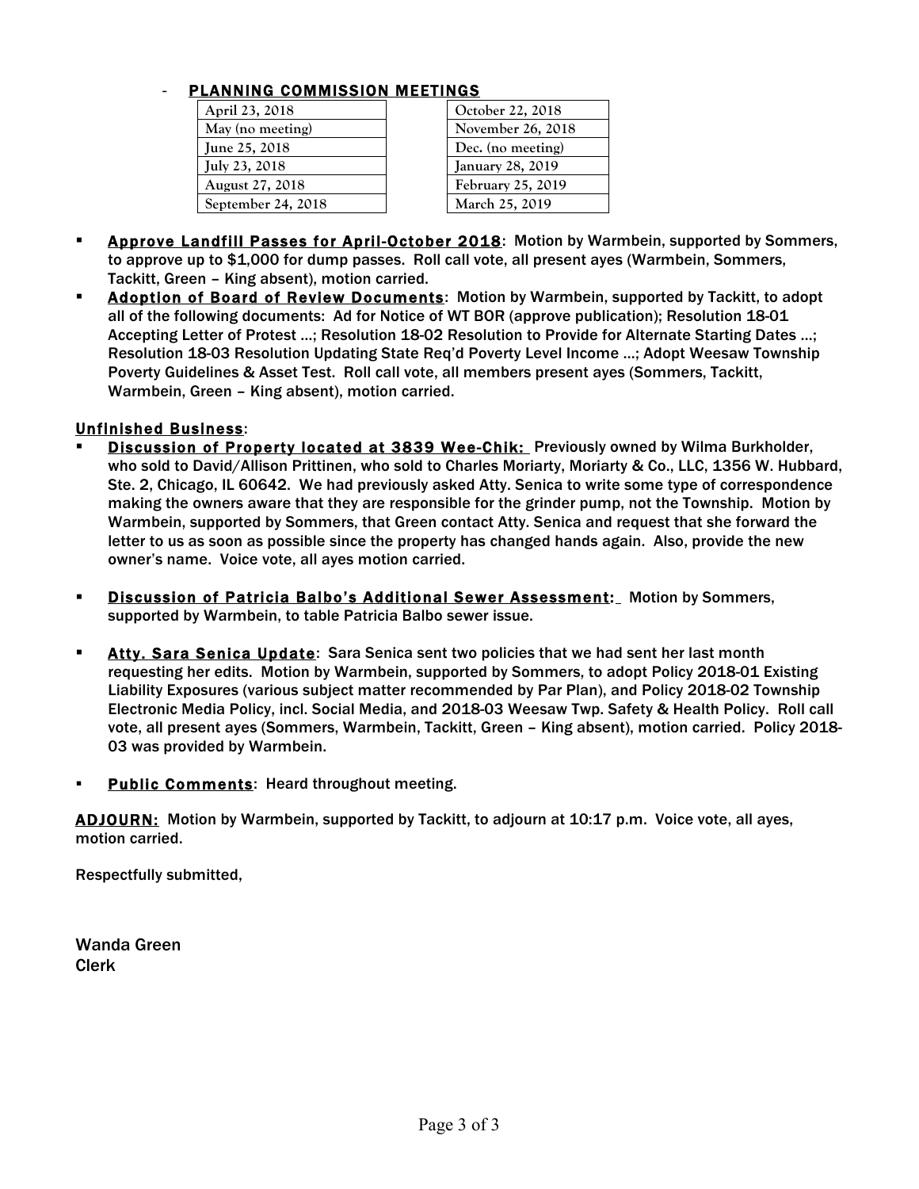- **PLANNING COMMISSION MEETINGS**

| | |
|---|---|
| April 23, 2018 | October 22, 2018 |
| May (no meeting) | November 26, 2018 |
| June 25, 2018 | Dec. (no meeting) |
| July 23, 2018 | January 28, 2019 |
| August 27, 2018 | February 25, 2019 |
| September 24, 2018 | March 25, 2019 |

- **Approve Landfill Passes for April-October 2018**: Motion by Warmbein, supported by Sommers, to approve up to $1,000 for dump passes. Roll call vote, all present ayes (Warmbein, Sommers, Tackitt, Green – King absent), motion carried.
- **Adoption of Board of Review Documents**: Motion by Warmbein, supported by Tackitt, to adopt all of the following documents: Ad for Notice of WT BOR (approve publication); Resolution 18-01 Accepting Letter of Protest …; Resolution 18-02 Resolution to Provide for Alternate Starting Dates …; Resolution 18-03 Resolution Updating State Req'd Poverty Level Income …; Adopt Weesaw Township Poverty Guidelines & Asset Test. Roll call vote, all members present ayes (Sommers, Tackitt, Warmbein, Green – King absent), motion carried.

**Unfinished Business**:

- **Discussion of Property located at 3839 Wee-Chik:** Previously owned by Wilma Burkholder, who sold to David/Allison Prittinen, who sold to Charles Moriarty, Moriarty & Co., LLC, 1356 W. Hubbard, Ste. 2, Chicago, IL 60642. We had previously asked Atty. Senica to write some type of correspondence making the owners aware that they are responsible for the grinder pump, not the Township. Motion by Warmbein, supported by Sommers, that Green contact Atty. Senica and request that she forward the letter to us as soon as possible since the property has changed hands again. Also, provide the new owner's name. Voice vote, all ayes motion carried.

- **Discussion of Patricia Balbo's Additional Sewer Assessment:** Motion by Sommers, supported by Warmbein, to table Patricia Balbo sewer issue.

- **Atty. Sara Senica Update**: Sara Senica sent two policies that we had sent her last month requesting her edits. Motion by Warmbein, supported by Sommers, to adopt Policy 2018-01 Existing Liability Exposures (various subject matter recommended by Par Plan), and Policy 2018-02 Township Electronic Media Policy, incl. Social Media, and 2018-03 Weesaw Twp. Safety & Health Policy. Roll call vote, all present ayes (Sommers, Warmbein, Tackitt, Green – King absent), motion carried. Policy 2018-03 was provided by Warmbein.

- **Public Comments**: Heard throughout meeting.

**ADJOURN:** Motion by Warmbein, supported by Tackitt, to adjourn at 10:17 p.m. Voice vote, all ayes, motion carried.

Respectfully submitted,

Wanda Green
Clerk